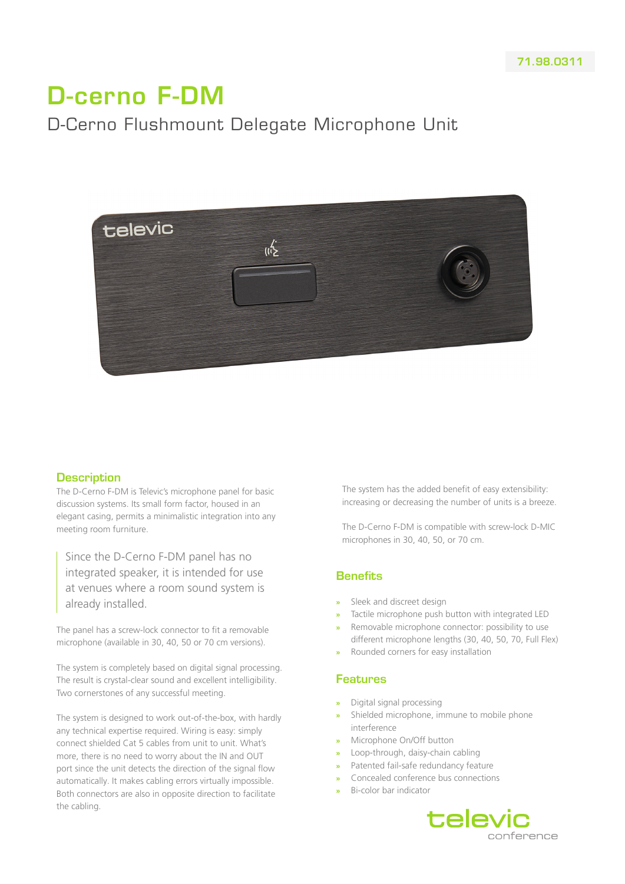71.98.0311

# D-cerno F-DM

## D-Cerno Flushmount Delegate Microphone Unit

### Description

The D-Cerno F-DM is Televic's microphone panel for basic discussion systems. Its small form factor, housed in an elegant casing, permits a minimalistic integration into any meeting room furniture.

> Since the D-Cerno F-DM panel has no integrated speaker, it is intended for use at venues where a room sound system is already installed.

The panel has a screw-lock connector to fit a removable microphone (available in 30, 40, 50 or 70 cm versions).

The system is completely based on digital signal processing. The result is crystal-clear sound and excellent intelligibility. Two cornerstones of any successful meeting.

The system is designed to work out-of-the-box, with hardly any technical expertise required. Wiring is easy: simply connect shielded Cat 5 cables from unit to unit. What's more, there is no need to worry about the IN and OUT port since the unit detects the direction of the signal flow automatically. It makes cabling errors virtually impossible. Both connectors are also in opposite direction to facilitate the cabling.

The system has the added benefit of easy extensibility: increasing or decreasing the number of units is a breeze.

The D-Cerno F-DM is compatible with screw-lock D-MIC microphones in 30, 40, 50, or 70 cm.

### Benefits

- Sleek and discreet design
- Tactile microphone push button with integrated LED
- Removable microphone connector: possibility to use different microphone lengths (30, 40, 50, 70, Full Flex)
- Rounded corners for easy installation

### Features

- Digital signal processing
- Shielded microphone, immune to mobile phone interference
- Microphone On/Off button
- Loop-through, daisy-chain cabling
- Patented fail-safe redundancy feature
- Concealed conference bus connections
- Bi-color bar indicator

televic conference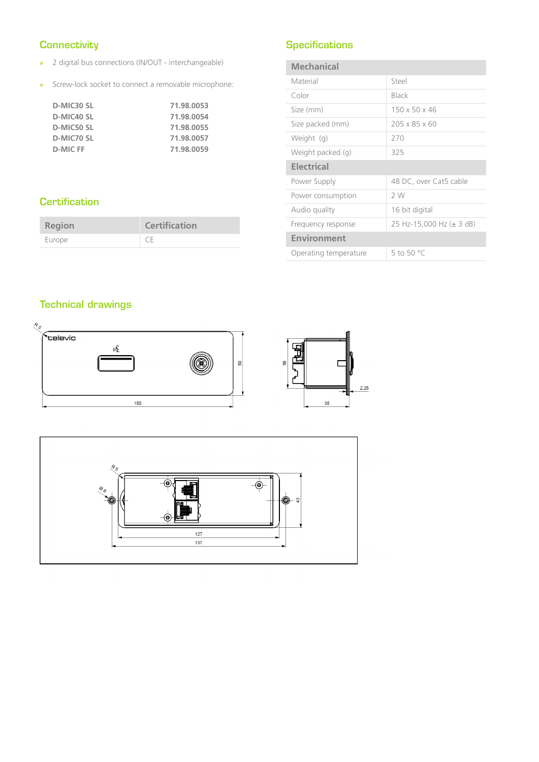## Connectivity

- 2 digital bus connections (IN/OUT - interchangeable)
- Screw-lock socket to connect a removable microphone:

| | |
|---|---|
| **D-MIC30 SL** | **71.98.0053** |
| **D-MIC40 SL** | **71.98.0054** |
| **D-MIC50 SL** | **71.98.0055** |
| **D-MIC70 SL** | **71.98.0057** |
| **D-MIC FF** | **71.98.0059** |

## Certification

| Region | Certification |
|---|---|
| Europe | CE |

## Specifications

| Mechanical | |
|---|---|
| Material | Steel |
| Color | Black |
| Size (mm) | 150 x 50 x 46 |
| Size packed (mm) | 205 x 85 x 60 |
| Weight (g) | 270 |
| Weight packed (g) | 325 |
| **Electrical** | |
| Power Supply | 48 DC, over Cat5 cable |
| Power consumption | 2 W |
| Audio quality | 16 bit digital |
| Frequency response | 25 Hz-15,000 Hz (± 3 dB) |
| **Environment** | |
| Operating temperature | 5 to 50 °C |

## Technical drawings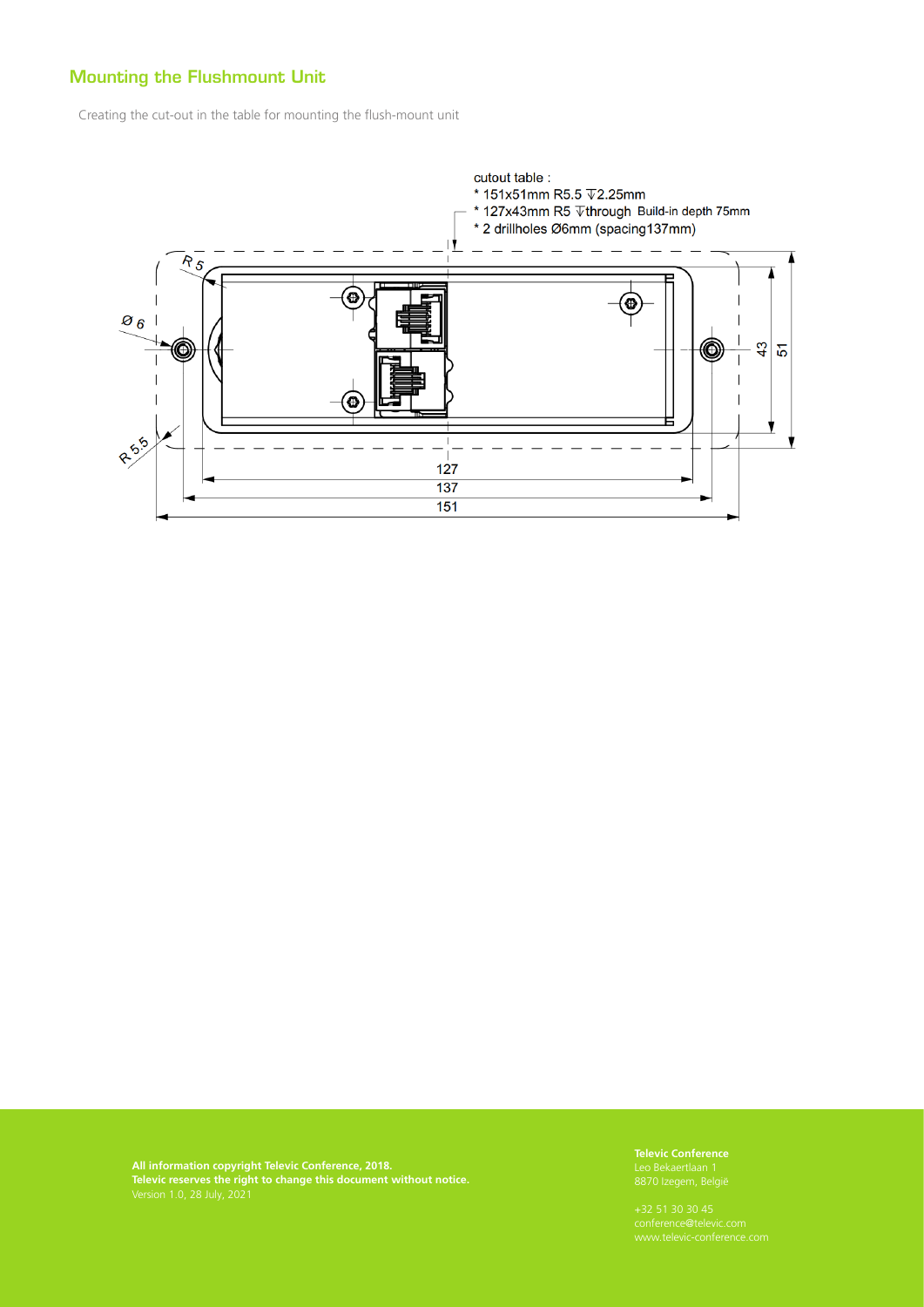## Mounting the Flushmount Unit

Creating the cut-out in the table for mounting the flush-mount unit

cutout table :
* 151x51mm R5.5 ↧2.25mm
* 127x43mm R5 ↧through Build-in depth 75mm
* 2 drillholes Ø6mm (spacing137mm)

R 5
Ø 6
R 5.5
43
51
127
137
151

**All information copyright Televic Conference, 2018.**
**Televic reserves the right to change this document without notice.**
Version 1.0, 28 July, 2021

**Televic Conference**
Leo Bekaertlaan 1
8870 Izegem, België

+32 51 30 30 45
conference@televic.com
www.televic-conference.com